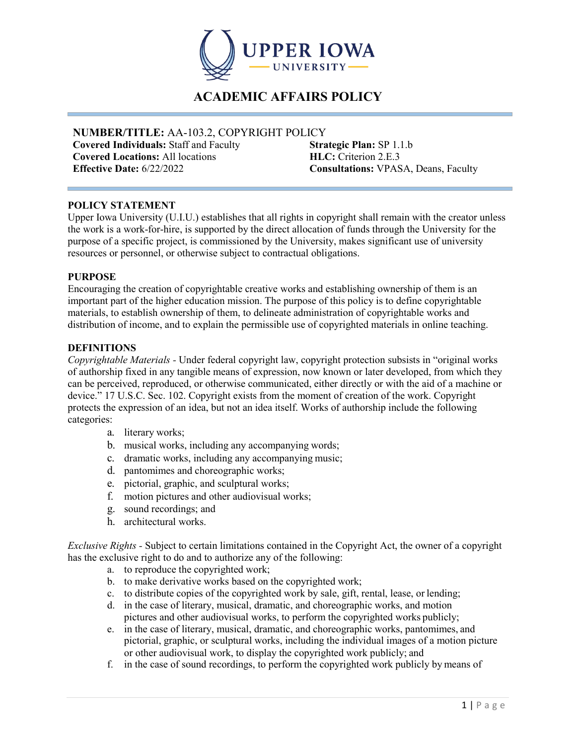# ACADEMIC AFFAIRS POLICY

**NUMBER/TITLE:** AA-103.2, COPYRIGHT POLICY

**Covered Individuals:** Staff and Faculty
**Covered Locations:** All locations
**Effective Date:** 6/22/2022
**Strategic Plan:** SP 1.1.b
**HLC:** Criterion 2.E.3
**Consultations:** VPASA, Deans, Faculty

## POLICY STATEMENT

Upper Iowa University (U.I.U.) establishes that all rights in copyright shall remain with the creator unless the work is a work-for-hire, is supported by the direct allocation of funds through the University for the purpose of a specific project, is commissioned by the University, makes significant use of university resources or personnel, or otherwise subject to contractual obligations.

## PURPOSE

Encouraging the creation of copyrightable creative works and establishing ownership of them is an important part of the higher education mission. The purpose of this policy is to define copyrightable materials, to establish ownership of them, to delineate administration of copyrightable works and distribution of income, and to explain the permissible use of copyrighted materials in online teaching.

## DEFINITIONS

*Copyrightable Materials* - Under federal copyright law, copyright protection subsists in "original works of authorship fixed in any tangible means of expression, now known or later developed, from which they can be perceived, reproduced, or otherwise communicated, either directly or with the aid of a machine or device." 17 U.S.C. Sec. 102. Copyright exists from the moment of creation of the work. Copyright protects the expression of an idea, but not an idea itself. Works of authorship include the following categories:

a. literary works;
b. musical works, including any accompanying words;
c. dramatic works, including any accompanying music;
d. pantomimes and choreographic works;
e. pictorial, graphic, and sculptural works;
f. motion pictures and other audiovisual works;
g. sound recordings; and
h. architectural works.

*Exclusive Rights* - Subject to certain limitations contained in the Copyright Act, the owner of a copyright has the exclusive right to do and to authorize any of the following:

a. to reproduce the copyrighted work;
b. to make derivative works based on the copyrighted work;
c. to distribute copies of the copyrighted work by sale, gift, rental, lease, or lending;
d. in the case of literary, musical, dramatic, and choreographic works, and motion pictures and other audiovisual works, to perform the copyrighted works publicly;
e. in the case of literary, musical, dramatic, and choreographic works, pantomimes, and pictorial, graphic, or sculptural works, including the individual images of a motion picture or other audiovisual work, to display the copyrighted work publicly; and
f. in the case of sound recordings, to perform the copyrighted work publicly by means of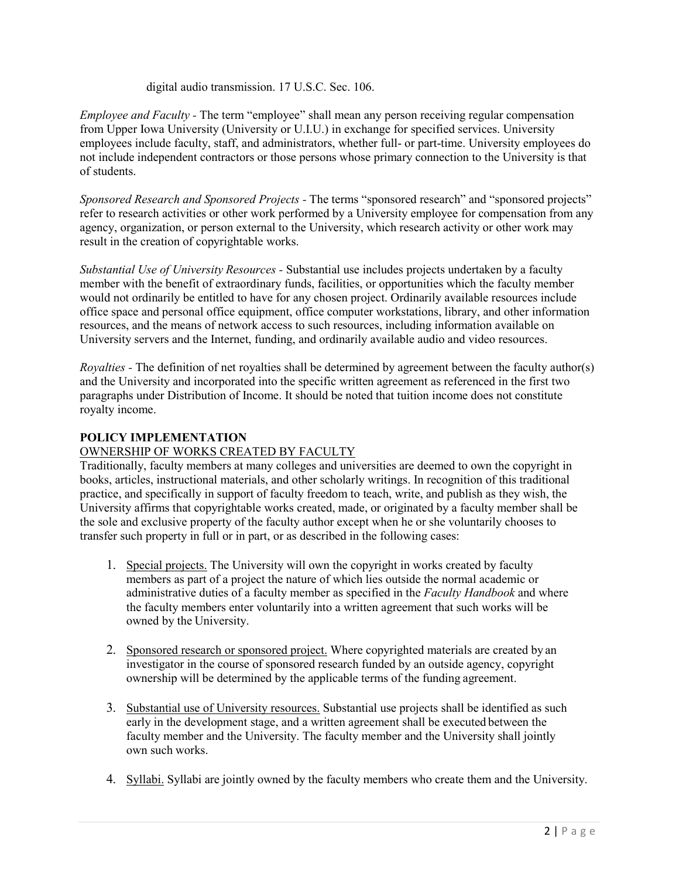digital audio transmission. 17 U.S.C. Sec. 106.

*Employee and Faculty* - The term "employee" shall mean any person receiving regular compensation from Upper Iowa University (University or U.I.U.) in exchange for specified services. University employees include faculty, staff, and administrators, whether full- or part-time. University employees do not include independent contractors or those persons whose primary connection to the University is that of students.

*Sponsored Research and Sponsored Projects* - The terms "sponsored research" and "sponsored projects" refer to research activities or other work performed by a University employee for compensation from any agency, organization, or person external to the University, which research activity or other work may result in the creation of copyrightable works.

*Substantial Use of University Resources* - Substantial use includes projects undertaken by a faculty member with the benefit of extraordinary funds, facilities, or opportunities which the faculty member would not ordinarily be entitled to have for any chosen project. Ordinarily available resources include office space and personal office equipment, office computer workstations, library, and other information resources, and the means of network access to such resources, including information available on University servers and the Internet, funding, and ordinarily available audio and video resources.

*Royalties* - The definition of net royalties shall be determined by agreement between the faculty author(s) and the University and incorporated into the specific written agreement as referenced in the first two paragraphs under Distribution of Income. It should be noted that tuition income does not constitute royalty income.

## POLICY IMPLEMENTATION

### OWNERSHIP OF WORKS CREATED BY FACULTY

Traditionally, faculty members at many colleges and universities are deemed to own the copyright in books, articles, instructional materials, and other scholarly writings. In recognition of this traditional practice, and specifically in support of faculty freedom to teach, write, and publish as they wish, the University affirms that copyrightable works created, made, or originated by a faculty member shall be the sole and exclusive property of the faculty author except when he or she voluntarily chooses to transfer such property in full or in part, or as described in the following cases:

1. Special projects. The University will own the copyright in works created by faculty members as part of a project the nature of which lies outside the normal academic or administrative duties of a faculty member as specified in the *Faculty Handbook* and where the faculty members enter voluntarily into a written agreement that such works will be owned by the University.

2. Sponsored research or sponsored project. Where copyrighted materials are created by an investigator in the course of sponsored research funded by an outside agency, copyright ownership will be determined by the applicable terms of the funding agreement.

3. Substantial use of University resources. Substantial use projects shall be identified as such early in the development stage, and a written agreement shall be executed between the faculty member and the University. The faculty member and the University shall jointly own such works.

4. Syllabi. Syllabi are jointly owned by the faculty members who create them and the University.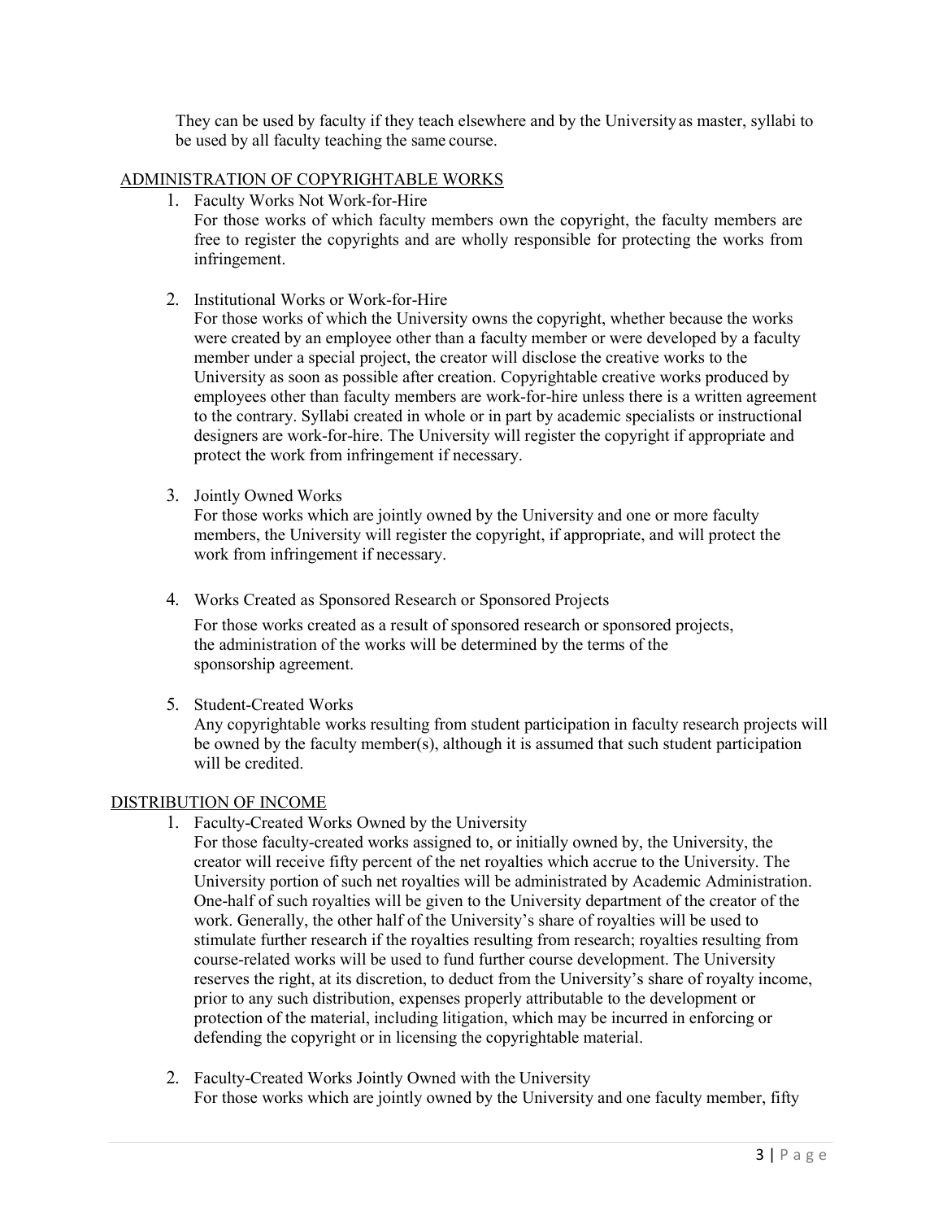They can be used by faculty if they teach elsewhere and by the University as master, syllabi to be used by all faculty teaching the same course.

## ADMINISTRATION OF COPYRIGHTABLE WORKS

1. Faculty Works Not Work-for-Hire
   For those works of which faculty members own the copyright, the faculty members are free to register the copyrights and are wholly responsible for protecting the works from infringement.

2. Institutional Works or Work-for-Hire
   For those works of which the University owns the copyright, whether because the works were created by an employee other than a faculty member or were developed by a faculty member under a special project, the creator will disclose the creative works to the University as soon as possible after creation. Copyrightable creative works produced by employees other than faculty members are work-for-hire unless there is a written agreement to the contrary. Syllabi created in whole or in part by academic specialists or instructional designers are work-for-hire. The University will register the copyright if appropriate and protect the work from infringement if necessary.

3. Jointly Owned Works
   For those works which are jointly owned by the University and one or more faculty members, the University will register the copyright, if appropriate, and will protect the work from infringement if necessary.

4. Works Created as Sponsored Research or Sponsored Projects
   For those works created as a result of sponsored research or sponsored projects, the administration of the works will be determined by the terms of the sponsorship agreement.

5. Student-Created Works
   Any copyrightable works resulting from student participation in faculty research projects will be owned by the faculty member(s), although it is assumed that such student participation will be credited.

## DISTRIBUTION OF INCOME

1. Faculty-Created Works Owned by the University
   For those faculty-created works assigned to, or initially owned by, the University, the creator will receive fifty percent of the net royalties which accrue to the University. The University portion of such net royalties will be administrated by Academic Administration. One-half of such royalties will be given to the University department of the creator of the work. Generally, the other half of the University's share of royalties will be used to stimulate further research if the royalties resulting from research; royalties resulting from course-related works will be used to fund further course development. The University reserves the right, at its discretion, to deduct from the University's share of royalty income, prior to any such distribution, expenses properly attributable to the development or protection of the material, including litigation, which may be incurred in enforcing or defending the copyright or in licensing the copyrightable material.

2. Faculty-Created Works Jointly Owned with the University
   For those works which are jointly owned by the University and one faculty member, fifty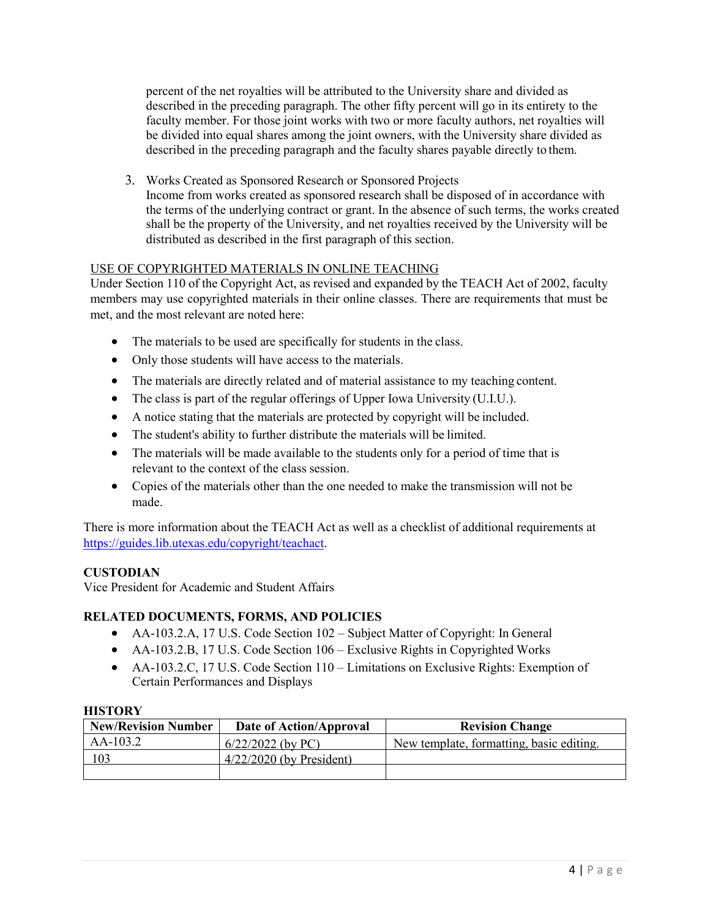percent of the net royalties will be attributed to the University share and divided as described in the preceding paragraph. The other fifty percent will go in its entirety to the faculty member. For those joint works with two or more faculty authors, net royalties will be divided into equal shares among the joint owners, with the University share divided as described in the preceding paragraph and the faculty shares payable directly to them.

3. Works Created as Sponsored Research or Sponsored Projects
   Income from works created as sponsored research shall be disposed of in accordance with the terms of the underlying contract or grant. In the absence of such terms, the works created shall be the property of the University, and net royalties received by the University will be distributed as described in the first paragraph of this section.

USE OF COPYRIGHTED MATERIALS IN ONLINE TEACHING

Under Section 110 of the Copyright Act, as revised and expanded by the TEACH Act of 2002, faculty members may use copyrighted materials in their online classes. There are requirements that must be met, and the most relevant are noted here:

- The materials to be used are specifically for students in the class.
- Only those students will have access to the materials.
- The materials are directly related and of material assistance to my teaching content.
- The class is part of the regular offerings of Upper Iowa University (U.I.U.).
- A notice stating that the materials are protected by copyright will be included.
- The student's ability to further distribute the materials will be limited.
- The materials will be made available to the students only for a period of time that is relevant to the context of the class session.
- Copies of the materials other than the one needed to make the transmission will not be made.

There is more information about the TEACH Act as well as a checklist of additional requirements at https://guides.lib.utexas.edu/copyright/teachact.

**CUSTODIAN**

Vice President for Academic and Student Affairs

**RELATED DOCUMENTS, FORMS, AND POLICIES**

- AA-103.2.A, 17 U.S. Code Section 102 – Subject Matter of Copyright: In General
- AA-103.2.B, 17 U.S. Code Section 106 – Exclusive Rights in Copyrighted Works
- AA-103.2.C, 17 U.S. Code Section 110 – Limitations on Exclusive Rights: Exemption of Certain Performances and Displays

**HISTORY**

| New/Revision Number | Date of Action/Approval | Revision Change |
|---|---|---|
| AA-103.2 | 6/22/2022 (by PC) | New template, formatting, basic editing. |
| 103 | 4/22/2020 (by President) | |
| | | |